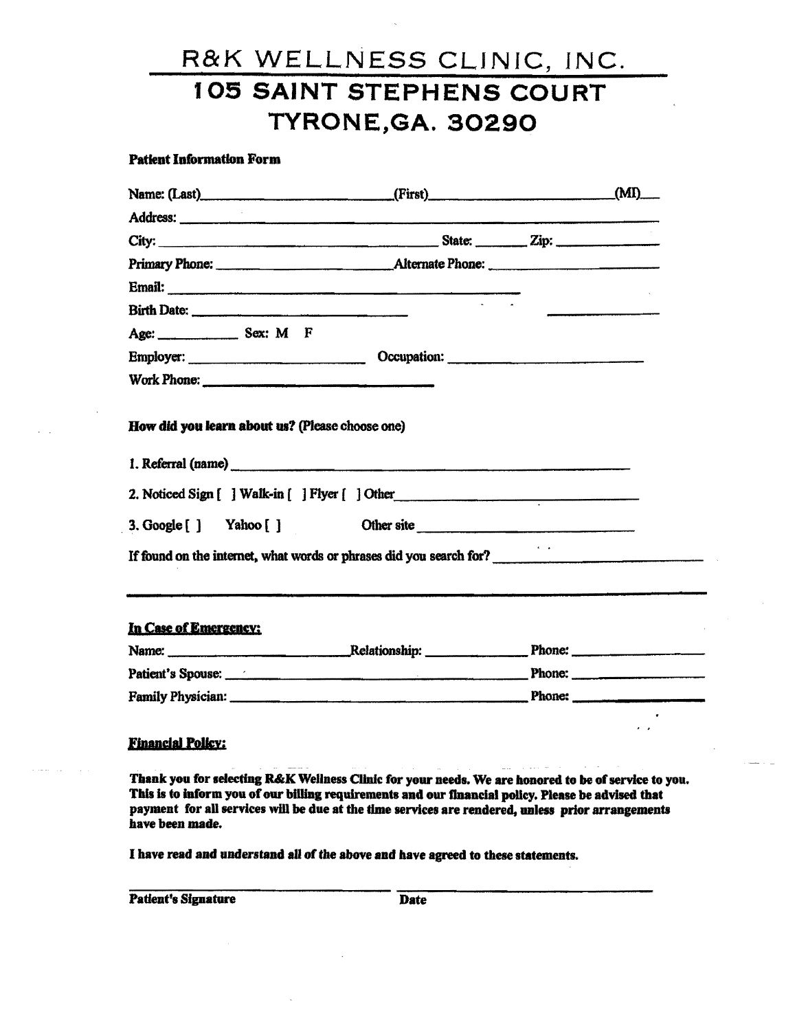# R&K WELLNESS CLINIC, INC.
## 105 SAINT STEPHENS COURT
## TYRONE,GA. 30290

**Patient Information Form**

Name: (Last)______________________(First)______________________(MI)___

Address: ______________________________________________________________

City: ______________________________ State: _______ Zip: ____________

Primary Phone: ____________________ Alternate Phone: ____________________

Email: ________________________________________

Birth Date: ______________________ ____________

Age: __________ Sex: M F

Employer: ____________________ Occupation: ______________________

Work Phone: ________________________

**How did you learn about us? (Please choose one)**

1. Referral (name) ______________________________________________

2. Noticed Sign [ ] Walk-in [ ] Flyer [ ] Other ____________________________

3. Google [ ] Yahoo [ ] Other site ______________________________

If found on the internet, what words or phrases did you search for? ____________________

---

**In Case of Emergency:**

Name: ____________________ Relationship: ____________ Phone: ______________

Patient's Spouse: ______________________________________ Phone: ______________

Family Physician: ______________________________________ Phone: ______________

**Financial Policy:**

**Thank you for selecting R&K Wellness Clinic for your needs. We are honored to be of service to you. This is to inform you of our billing requirements and our financial policy. Please be advised that payment for all services will be due at the time services are rendered, unless prior arrangements have been made.**

**I have read and understand all of the above and have agreed to these statements.**

______________________________ ______________________________

**Patient's Signature** **Date**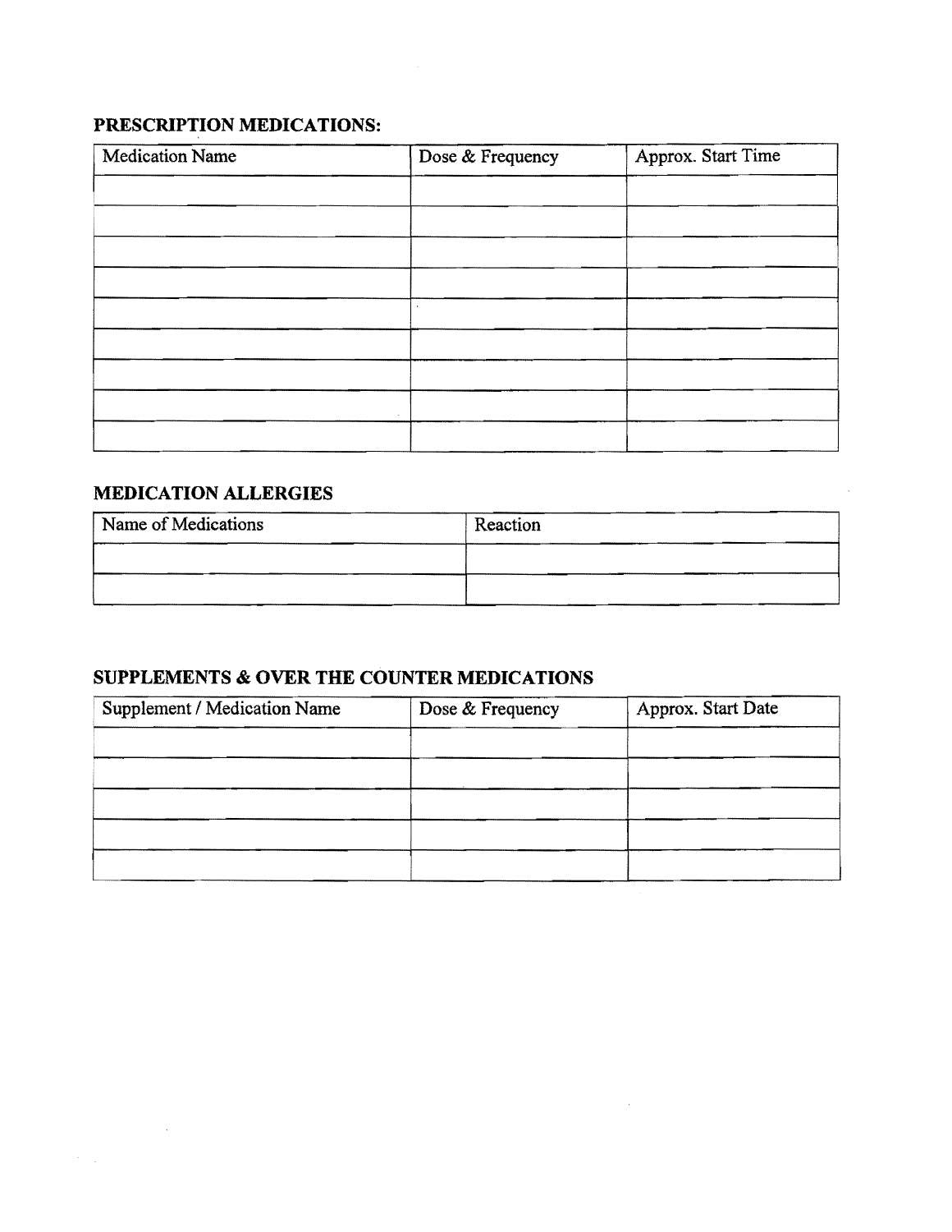**PRESCRIPTION MEDICATIONS:**

| Medication Name | Dose & Frequency | Approx. Start Time |
|---|---|---|
| | | |
| | | |
| | | |
| | | |
| | | |
| | | |
| | | |
| | | |
| | | |

**MEDICATION ALLERGIES**

| Name of Medications | Reaction |
|---|---|
| | |
| | |

**SUPPLEMENTS & OVER THE COUNTER MEDICATIONS**

| Supplement / Medication Name | Dose & Frequency | Approx. Start Date |
|---|---|---|
| | | |
| | | |
| | | |
| | | |
| | | |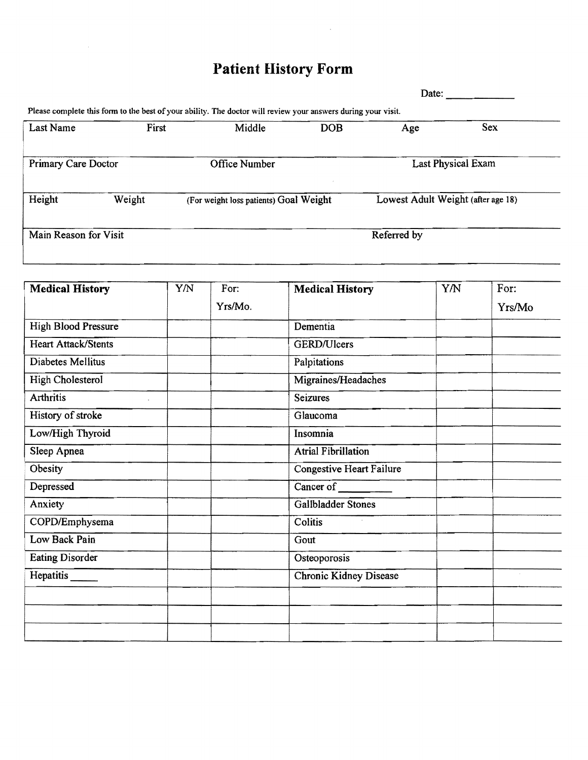# Patient History Form

Date: ____________

Please complete this form to the best of your ability. The doctor will review your answers during your visit.

| Last Name | First | Middle | DOB | Age | Sex |
|---|---|---|---|---|---|
| | | | | | |

| Primary Care Doctor | Office Number | Last Physical Exam |
|---|---|---|
| | | |

| Height | Weight | (For weight loss patients) Goal Weight | Lowest Adult Weight (after age 18) |
|---|---|---|---|
| | | | |

| Main Reason for Visit | Referred by |
|---|---|
| | |

| Medical History | Y/N | For: Yrs/Mo. | Medical History | Y/N | For: Yrs/Mo |
|---|---|---|---|---|---|
| High Blood Pressure | | | Dementia | | |
| Heart Attack/Stents | | | GERD/Ulcers | | |
| Diabetes Mellitus | | | Palpitations | | |
| High Cholesterol | | | Migraines/Headaches | | |
| Arthritis | | | Seizures | | |
| History of stroke | | | Glaucoma | | |
| Low/High Thyroid | | | Insomnia | | |
| Sleep Apnea | | | Atrial Fibrillation | | |
| Obesity | | | Congestive Heart Failure | | |
| Depressed | | | Cancer of ________ | | |
| Anxiety | | | Gallbladder Stones | | |
| COPD/Emphysema | | | Colitis | | |
| Low Back Pain | | | Gout | | |
| Eating Disorder | | | Osteoporosis | | |
| Hepatitis _____ | | | Chronic Kidney Disease | | |
| | | | | | |
| | | | | | |
| | | | | | |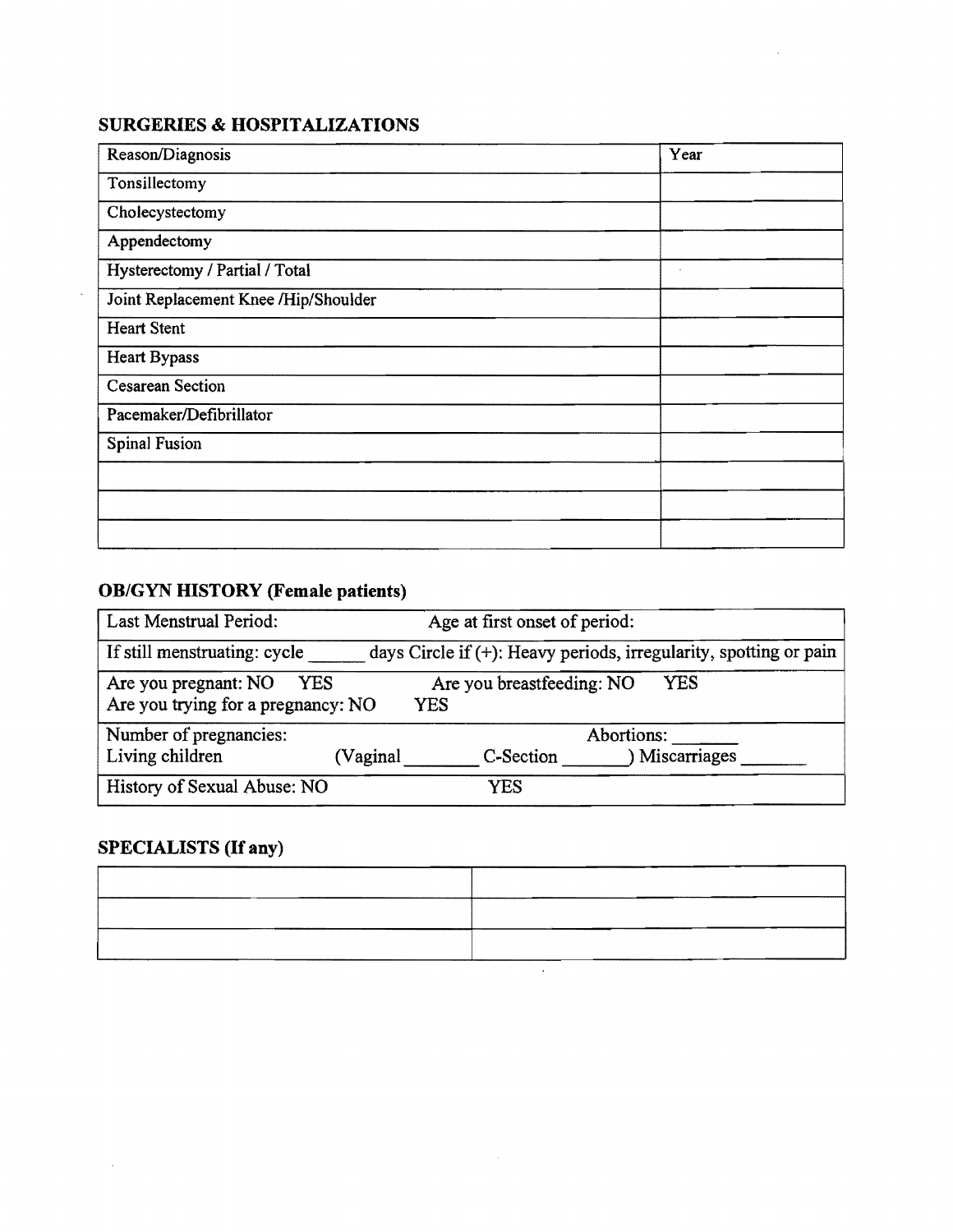## SURGERIES & HOSPITALIZATIONS

| Reason/Diagnosis | Year |
|---|---|
| Tonsillectomy | |
| Cholecystectomy | |
| Appendectomy | |
| Hysterectomy / Partial / Total | |
| Joint Replacement Knee /Hip/Shoulder | |
| Heart Stent | |
| Heart Bypass | |
| Cesarean Section | |
| Pacemaker/Defibrillator | |
| Spinal Fusion | |
| | |
| | |
| | |

## OB/GYN HISTORY (Female patients)

| |
|---|
| Last Menstrual Period: Age at first onset of period: |
| If still menstruating: cycle ______ days Circle if (+): Heavy periods, irregularity, spotting or pain |
| Are you pregnant: NO YES Are you breastfeeding: NO YES<br>Are you trying for a pregnancy: NO YES |
| Number of pregnancies: Abortions: ______<br>Living children (Vaginal _______ C-Section _______) Miscarriages _______ |
| History of Sexual Abuse: NO YES |

## SPECIALISTS (If any)

| | |
|---|---|
| | |
| | |
| | |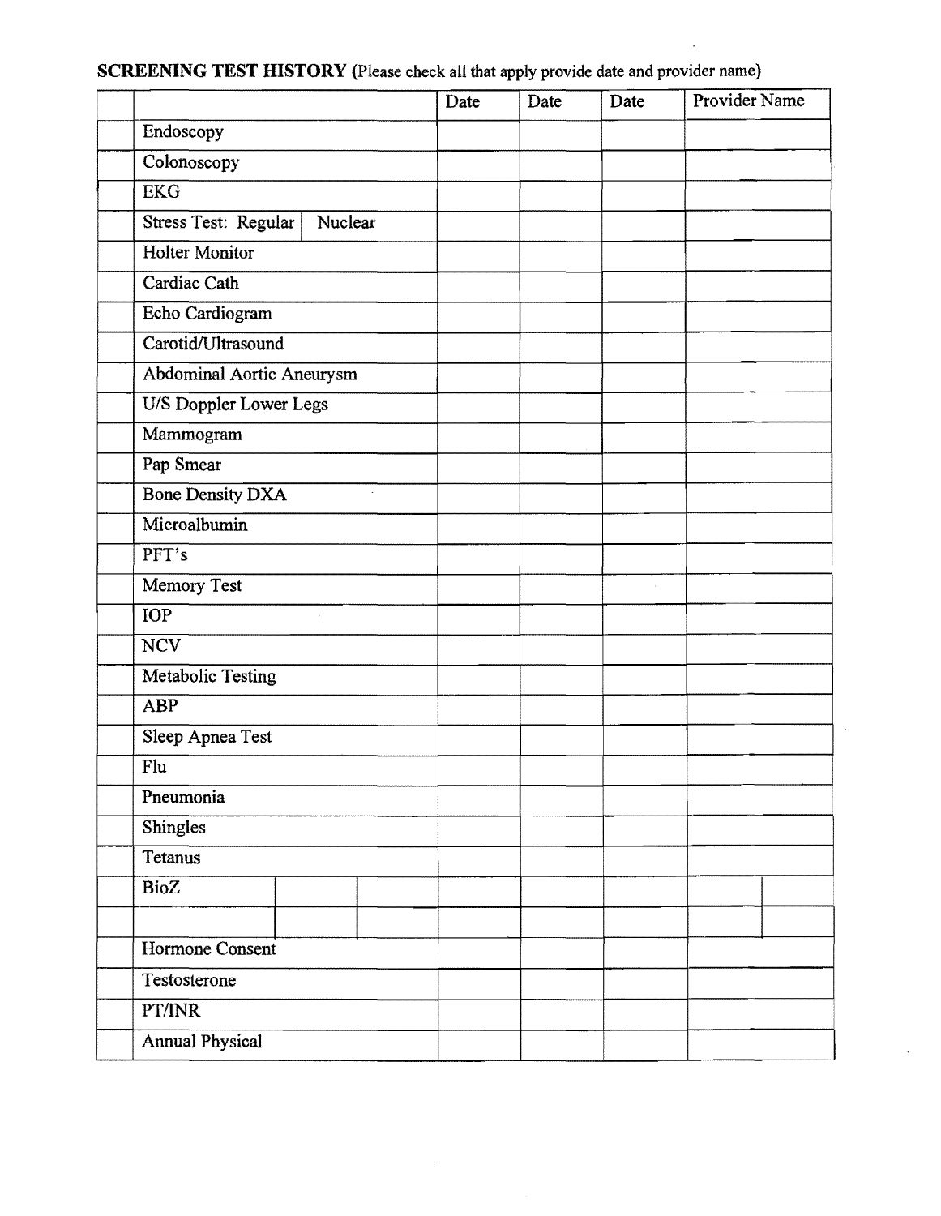**SCREENING TEST HISTORY** (Please check all that apply provide date and provider name)

| | | Date | Date | Date | Provider Name |
|---|---|---|---|---|---|
| | Endoscopy | | | | |
| | Colonoscopy | | | | |
| | EKG | | | | |
| | Stress Test: Regular / Nuclear | | | | |
| | Holter Monitor | | | | |
| | Cardiac Cath | | | | |
| | Echo Cardiogram | | | | |
| | Carotid/Ultrasound | | | | |
| | Abdominal Aortic Aneurysm | | | | |
| | U/S Doppler Lower Legs | | | | |
| | Mammogram | | | | |
| | Pap Smear | | | | |
| | Bone Density DXA | | | | |
| | Microalbumin | | | | |
| | PFT's | | | | |
| | Memory Test | | | | |
| | IOP | | | | |
| | NCV | | | | |
| | Metabolic Testing | | | | |
| | ABP | | | | |
| | Sleep Apnea Test | | | | |
| | Flu | | | | |
| | Pneumonia | | | | |
| | Shingles | | | | |
| | Tetanus | | | | |
| | BioZ | | | | |
| | | | | | |
| | Hormone Consent | | | | |
| | Testosterone | | | | |
| | PT/INR | | | | |
| | Annual Physical | | | | |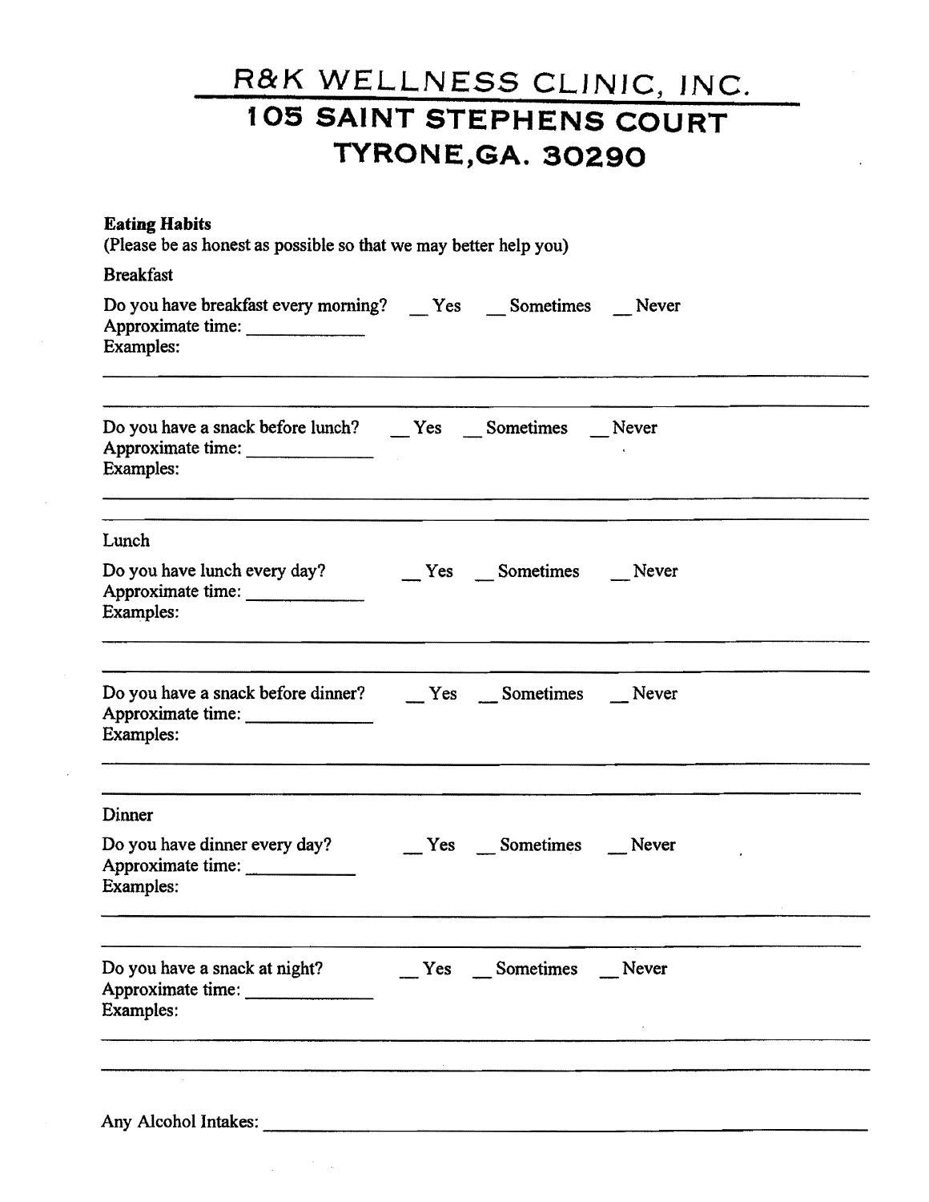# R&K WELLNESS CLINIC, INC.
## 105 SAINT STEPHENS COURT
## TYRONE,GA. 30290

**Eating Habits**

(Please be as honest as possible so that we may better help you)

Breakfast

Do you have breakfast every morning? __ Yes __ Sometimes __ Never

Approximate time: ____________

Examples:

_______________________________________________________________

_______________________________________________________________

Do you have a snack before lunch? __ Yes __ Sometimes __ Never

Approximate time: ____________

Examples:

_______________________________________________________________

_______________________________________________________________

Lunch

Do you have lunch every day? __ Yes __ Sometimes __ Never

Approximate time: ____________

Examples:

_______________________________________________________________

_______________________________________________________________

Do you have a snack before dinner? __ Yes __ Sometimes __ Never

Approximate time: ____________

Examples:

_______________________________________________________________

_______________________________________________________________

Dinner

Do you have dinner every day? __ Yes __ Sometimes __ Never

Approximate time: ____________

Examples:

_______________________________________________________________

_______________________________________________________________

Do you have a snack at night? __ Yes __ Sometimes __ Never

Approximate time: ____________

Examples:

_______________________________________________________________

_______________________________________________________________

Any Alcohol Intakes: ___________________________________________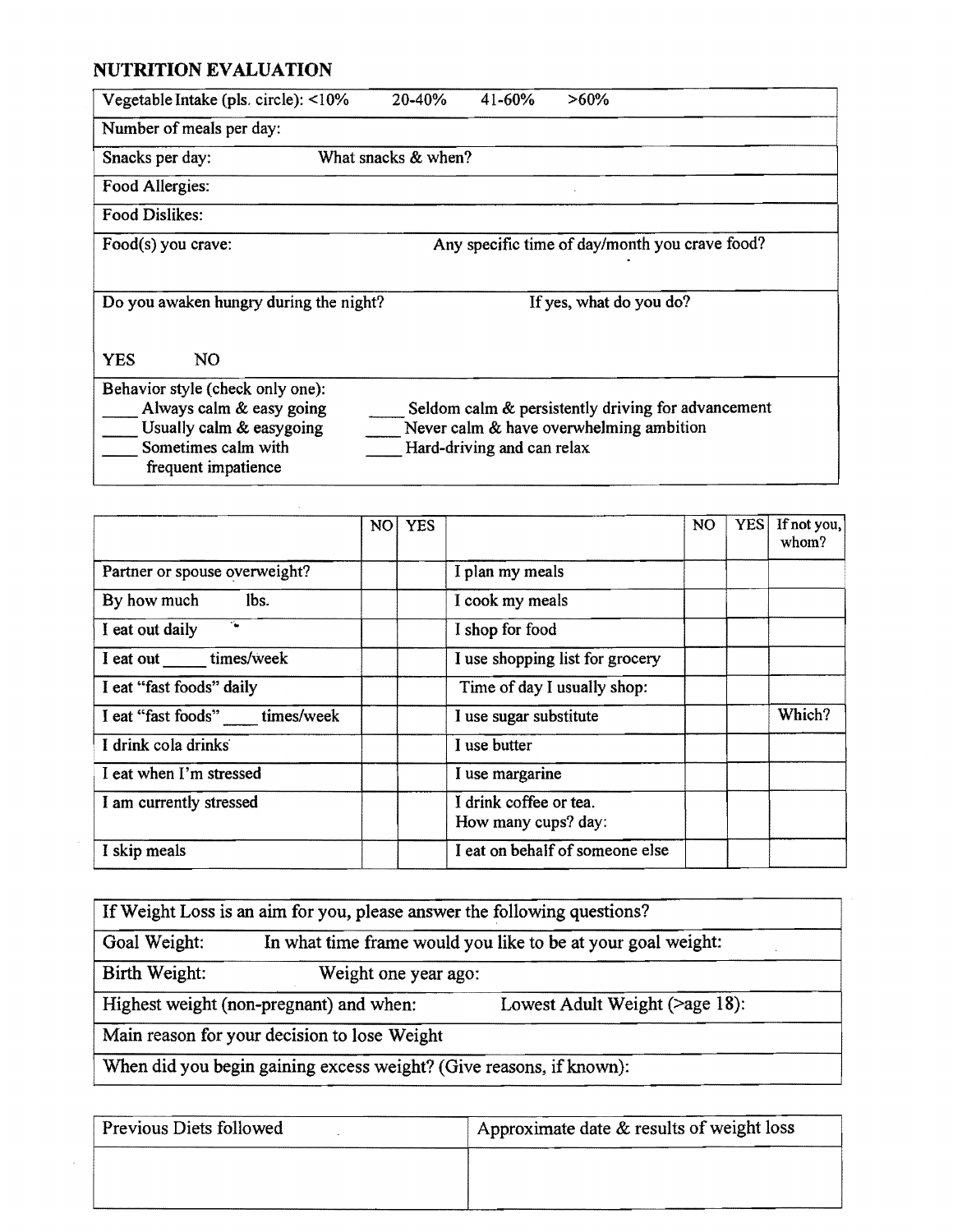## NUTRITION EVALUATION

| Vegetable Intake (pls. circle): <10% 20-40% 41-60% >60% | |
|---|---|
| Number of meals per day: | |
| Snacks per day: | What snacks & when? |
| Food Allergies: | |
| Food Dislikes: | |
| Food(s) you crave: | Any specific time of day/month you crave food? |
| Do you awaken hungry during the night? YES NO | If yes, what do you do? |

Behavior style (check only one):

- ____ Always calm & easy going
- ____ Usually calm & easygoing
- ____ Sometimes calm with frequent impatience
- ____ Seldom calm & persistently driving for advancement
- ____ Never calm & have overwhelming ambition
- ____ Hard-driving and can relax

| | NO | YES | | NO | YES | If not you, whom? |
|---|---|---|---|---|---|---|
| Partner or spouse overweight? | | | I plan my meals | | | |
| By how much lbs. | | | I cook my meals | | | |
| I eat out daily | | | I shop for food | | | |
| I eat out _____ times/week | | | I use shopping list for grocery | | | |
| I eat "fast foods" daily | | | Time of day I usually shop: | | | |
| I eat "fast foods" ____ times/week | | | I use sugar substitute | | | Which? |
| I drink cola drinks | | | I use butter | | | |
| I eat when I'm stressed | | | I use margarine | | | |
| I am currently stressed | | | I drink coffee or tea. How many cups? day: | | | |
| I skip meals | | | I eat on behalf of someone else | | | |

| If Weight Loss is an aim for you, please answer the following questions? | |
|---|---|
| Goal Weight: | In what time frame would you like to be at your goal weight: |
| Birth Weight: | Weight one year ago: |
| Highest weight (non-pregnant) and when: | Lowest Adult Weight (>age 18): |
| Main reason for your decision to lose Weight | |
| When did you begin gaining excess weight? (Give reasons, if known): | |

| Previous Diets followed | Approximate date & results of weight loss |
|---|---|
| | |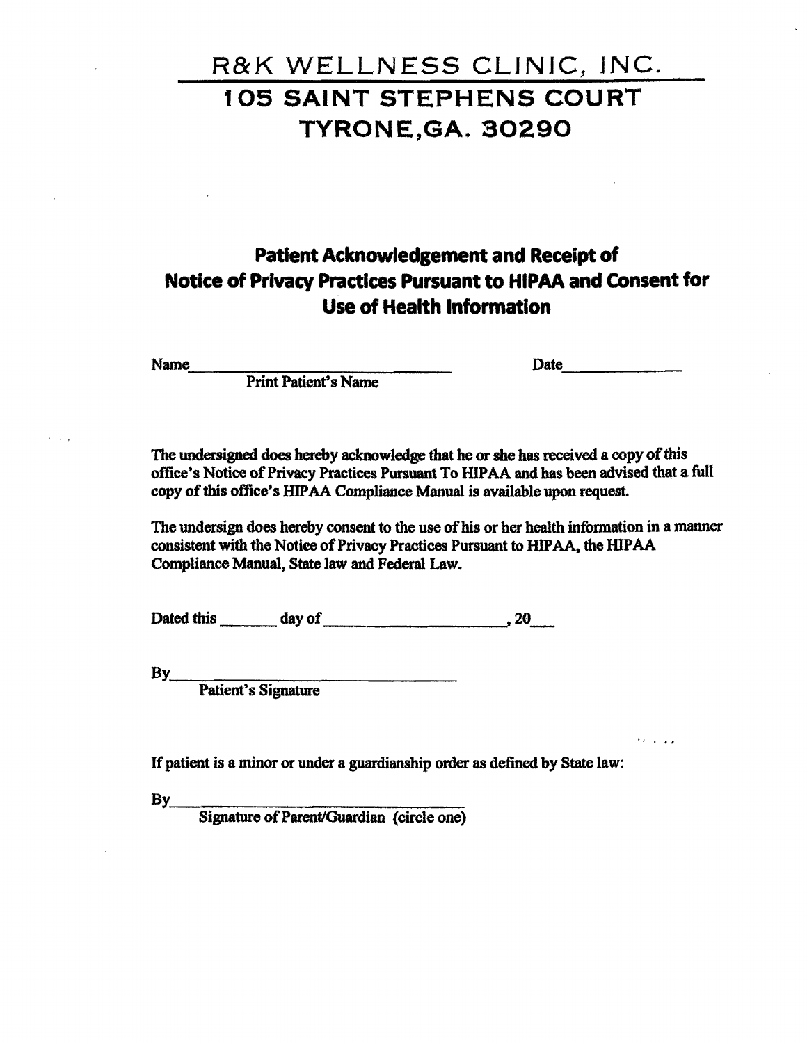# R&K WELLNESS CLINIC, INC.

# 105 SAINT STEPHENS COURT
# TYRONE,GA. 30290

## Patient Acknowledgement and Receipt of Notice of Privacy Practices Pursuant to HIPAA and Consent for Use of Health Information

Name_______________________________ Date______________
Print Patient's Name

The undersigned does hereby acknowledge that he or she has received a copy of this office's Notice of Privacy Practices Pursuant To HIPAA and has been advised that a full copy of this office's HIPAA Compliance Manual is available upon request.

The undersign does hereby consent to the use of his or her health information in a manner consistent with the Notice of Privacy Practices Pursuant to HIPAA, the HIPAA Compliance Manual, State law and Federal Law.

Dated this _______ day of _____________________, 20___

By__________________________________
Patient's Signature

If patient is a minor or under a guardianship order as defined by State law:

By__________________________________
Signature of Parent/Guardian (circle one)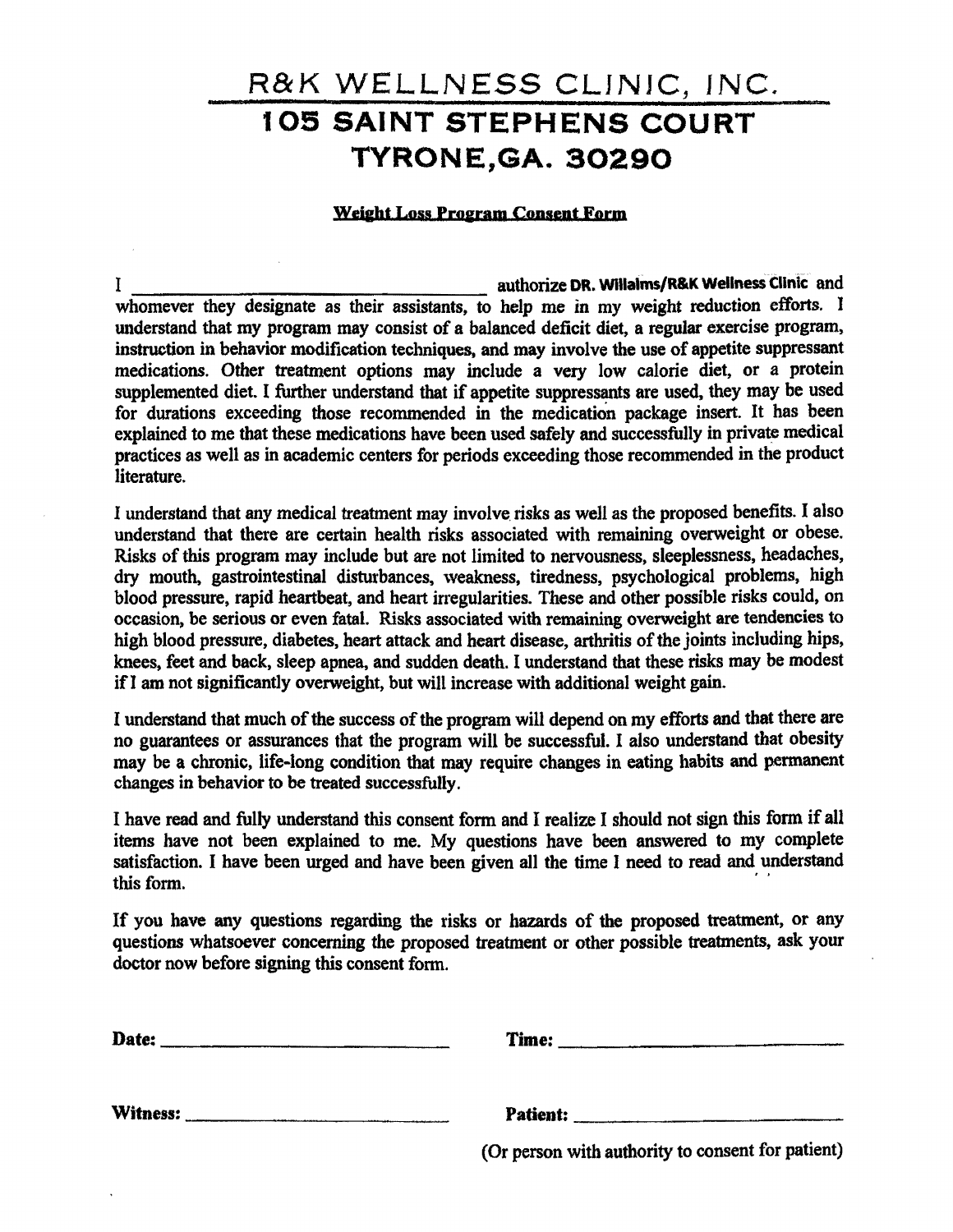# R&K WELLNESS CLINIC, INC.

## 105 SAINT STEPHENS COURT

## TYRONE,GA. 30290

**Weight Loss Program Consent Form**

I ____________________________________ authorize **DR. Willaims/R&K Wellness Clinic** and whomever they designate as their assistants, to help me in my weight reduction efforts. I understand that my program may consist of a balanced deficit diet, a regular exercise program, instruction in behavior modification techniques, and may involve the use of appetite suppressant medications. Other treatment options may include a very low calorie diet, or a protein supplemented diet. I further understand that if appetite suppressants are used, they may be used for durations exceeding those recommended in the medication package insert. It has been explained to me that these medications have been used safely and successfully in private medical practices as well as in academic centers for periods exceeding those recommended in the product literature.

I understand that any medical treatment may involve risks as well as the proposed benefits. I also understand that there are certain health risks associated with remaining overweight or obese. Risks of this program may include but are not limited to nervousness, sleeplessness, headaches, dry mouth, gastrointestinal disturbances, weakness, tiredness, psychological problems, high blood pressure, rapid heartbeat, and heart irregularities. These and other possible risks could, on occasion, be serious or even fatal. Risks associated with remaining overweight are tendencies to high blood pressure, diabetes, heart attack and heart disease, arthritis of the joints including hips, knees, feet and back, sleep apnea, and sudden death. I understand that these risks may be modest if I am not significantly overweight, but will increase with additional weight gain.

I understand that much of the success of the program will depend on my efforts and that there are no guarantees or assurances that the program will be successful. I also understand that obesity may be a chronic, life-long condition that may require changes in eating habits and permanent changes in behavior to be treated successfully.

I have read and fully understand this consent form and I realize I should not sign this form if all items have not been explained to me. My questions have been answered to my complete satisfaction. I have been urged and have been given all the time I need to read and understand this form.

If you have any questions regarding the risks or hazards of the proposed treatment, or any questions whatsoever concerning the proposed treatment or other possible treatments, ask your doctor now before signing this consent form.

**Date:** ______________________________ **Time:** ______________________________

**Witness:** ____________________________ **Patient:** ____________________________

(Or person with authority to consent for patient)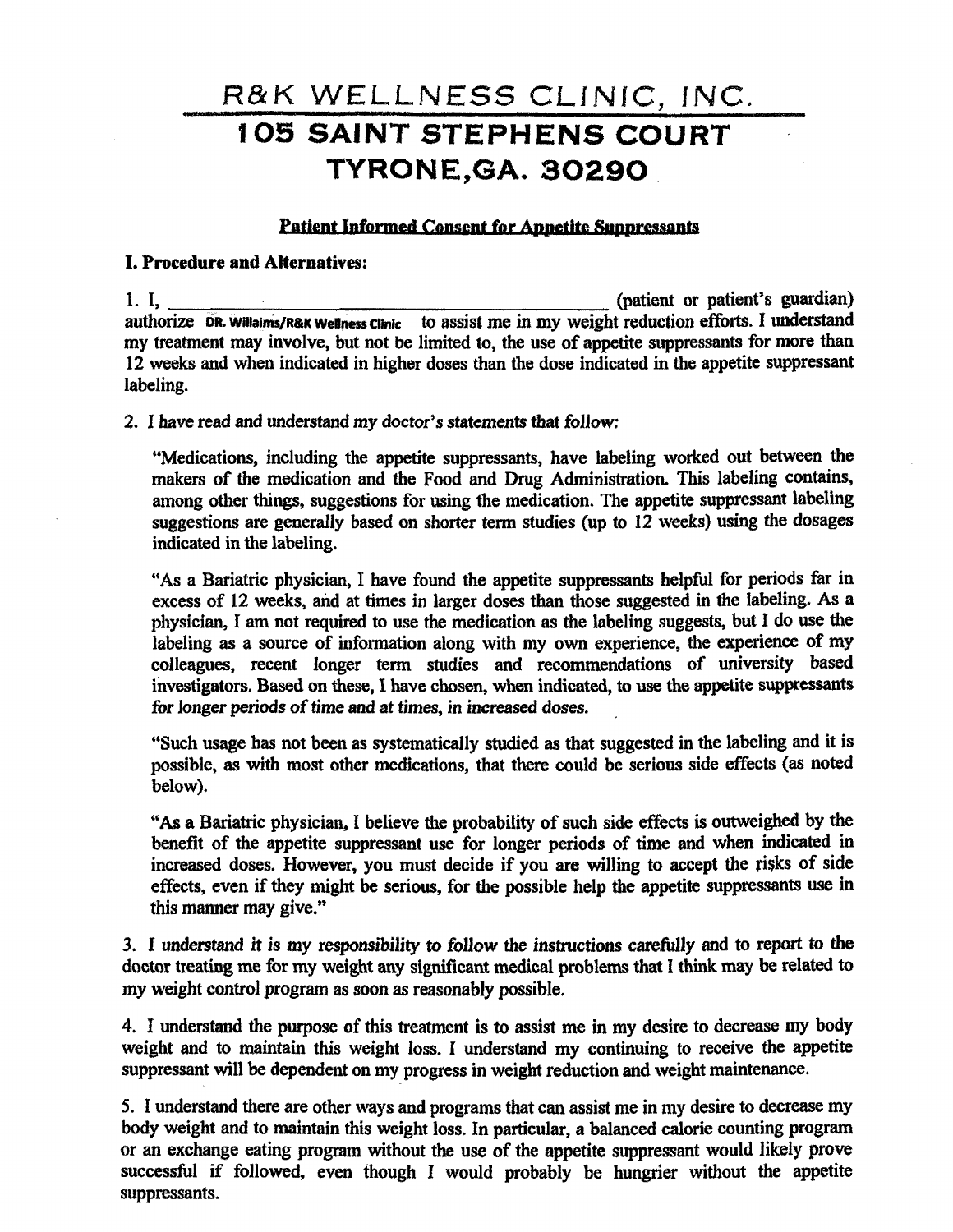# R&K WELLNESS CLINIC, INC.

## 105 SAINT STEPHENS COURT

## TYRONE,GA. 30290

**Patient Informed Consent for Appetite Suppressants**

**I. Procedure and Alternatives:**

1. I, ______________________________________ (patient or patient's guardian) authorize DR. Willaims/R&K Wellness Clinic to assist me in my weight reduction efforts. I understand my treatment may involve, but not be limited to, the use of appetite suppressants for more than 12 weeks and when indicated in higher doses than the dose indicated in the appetite suppressant labeling.

2. *I have read and understand my doctor's statements that follow:*

   "Medications, including the appetite suppressants, have labeling worked out between the makers of the medication and the Food and Drug Administration. This labeling contains, among other things, suggestions for using the medication. The appetite suppressant labeling suggestions are generally based on shorter term studies (up to 12 weeks) using the dosages indicated in the labeling.

   "As a Bariatric physician, I have found the appetite suppressants helpful for periods far in excess of 12 weeks, and at times in larger doses than those suggested in the labeling. As a physician, I am not required to use the medication as the labeling suggests, but I do use the labeling as a source of information along with my own experience, the experience of my colleagues, recent longer term studies and recommendations of university based investigators. Based on these, I have chosen, when indicated, to use the appetite suppressants *for longer periods of time and at times, in increased doses.*

   "Such usage has not been as systematically studied as that suggested in the labeling and it is possible, as with most other medications, that there could be serious side effects (as noted below).

   "As a Bariatric physician, I believe the probability of such side effects is outweighed by the benefit of the appetite suppressant use for longer periods of time and when indicated in increased doses. However, you must decide if you are willing to accept the risks of side effects, even if they might be serious, for the possible help the appetite suppressants use in this manner may give."

3. *I understand it is my responsibility to follow the instructions carefully* and to report to the doctor treating me for my weight any significant medical problems that I think may be related to my weight control program as soon as reasonably possible.

4. I understand the purpose of this treatment is to assist me in my desire to decrease my body weight and to maintain this weight loss. I understand my continuing to receive the appetite suppressant will be dependent on my progress in weight reduction and weight maintenance.

5. I understand there are other ways and programs that can assist me in my desire to decrease my body weight and to maintain this weight loss. In particular, a balanced calorie counting program or an exchange eating program without the use of the appetite suppressant would likely prove successful if followed, even though I would probably be hungrier without the appetite suppressants.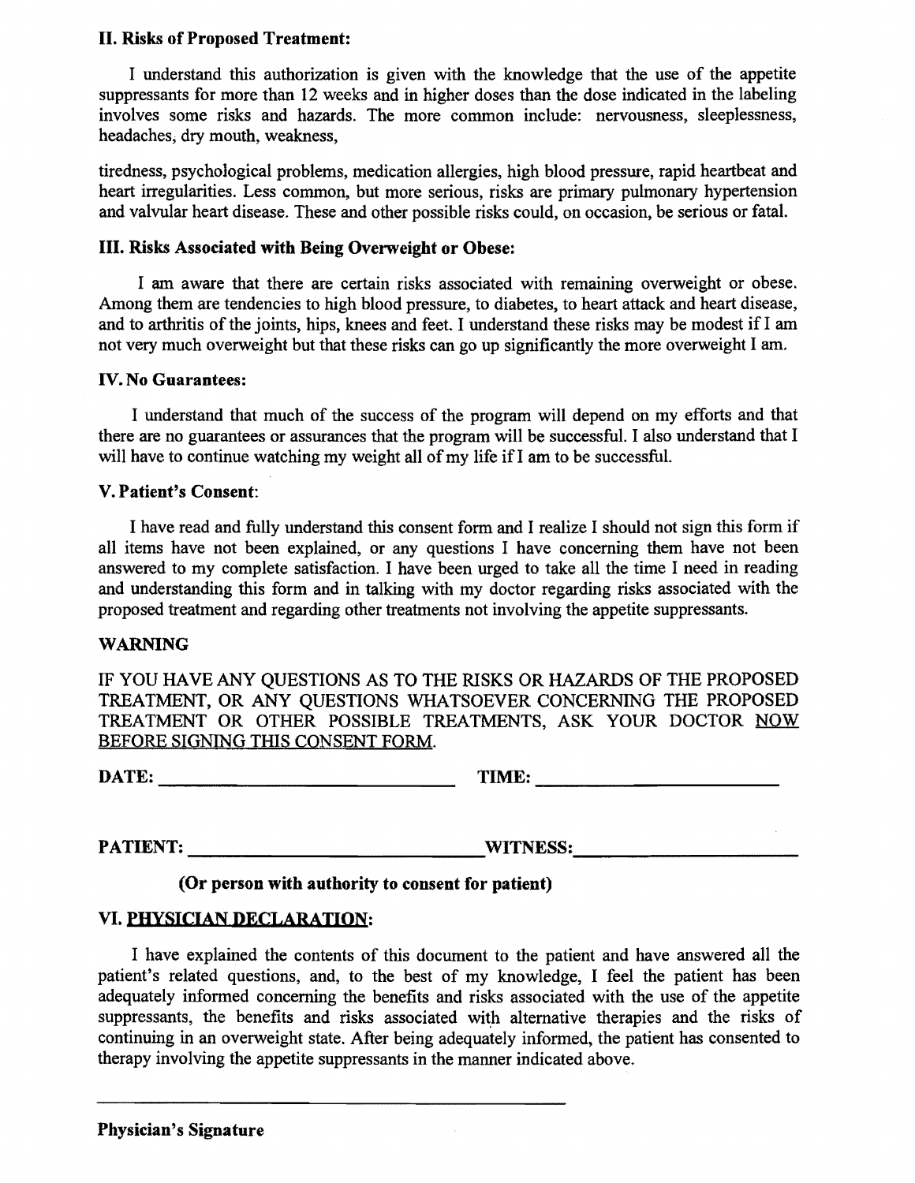### II. Risks of Proposed Treatment:

I understand this authorization is given with the knowledge that the use of the appetite suppressants for more than 12 weeks and in higher doses than the dose indicated in the labeling involves some risks and hazards. The more common include: nervousness, sleeplessness, headaches, dry mouth, weakness,

tiredness, psychological problems, medication allergies, high blood pressure, rapid heartbeat and heart irregularities. Less common, but more serious, risks are primary pulmonary hypertension and valvular heart disease. These and other possible risks could, on occasion, be serious or fatal.

### III. Risks Associated with Being Overweight or Obese:

I am aware that there are certain risks associated with remaining overweight or obese. Among them are tendencies to high blood pressure, to diabetes, to heart attack and heart disease, and to arthritis of the joints, hips, knees and feet. I understand these risks may be modest if I am not very much overweight but that these risks can go up significantly the more overweight I am.

### IV. No Guarantees:

I understand that much of the success of the program will depend on my efforts and that there are no guarantees or assurances that the program will be successful. I also understand that I will have to continue watching my weight all of my life if I am to be successful.

### V. Patient's Consent:

I have read and fully understand this consent form and I realize I should not sign this form if all items have not been explained, or any questions I have concerning them have not been answered to my complete satisfaction. I have been urged to take all the time I need in reading and understanding this form and in talking with my doctor regarding risks associated with the proposed treatment and regarding other treatments not involving the appetite suppressants.

### WARNING

IF YOU HAVE ANY QUESTIONS AS TO THE RISKS OR HAZARDS OF THE PROPOSED TREATMENT, OR ANY QUESTIONS WHATSOEVER CONCERNING THE PROPOSED TREATMENT OR OTHER POSSIBLE TREATMENTS, ASK YOUR DOCTOR <u>NOW BEFORE SIGNING THIS CONSENT FORM</u>.

**DATE:** ______________________________ **TIME:** ________________________

**PATIENT:** ____________________________ **WITNESS:** _____________________

**(Or person with authority to consent for patient)**

### VI. <u>PHYSICIAN DECLARATION</u>:

I have explained the contents of this document to the patient and have answered all the patient's related questions, and, to the best of my knowledge, I feel the patient has been adequately informed concerning the benefits and risks associated with the use of the appetite suppressants, the benefits and risks associated with alternative therapies and the risks of continuing in an overweight state. After being adequately informed, the patient has consented to therapy involving the appetite suppressants in the manner indicated above.

______________________________________________

**Physician's Signature**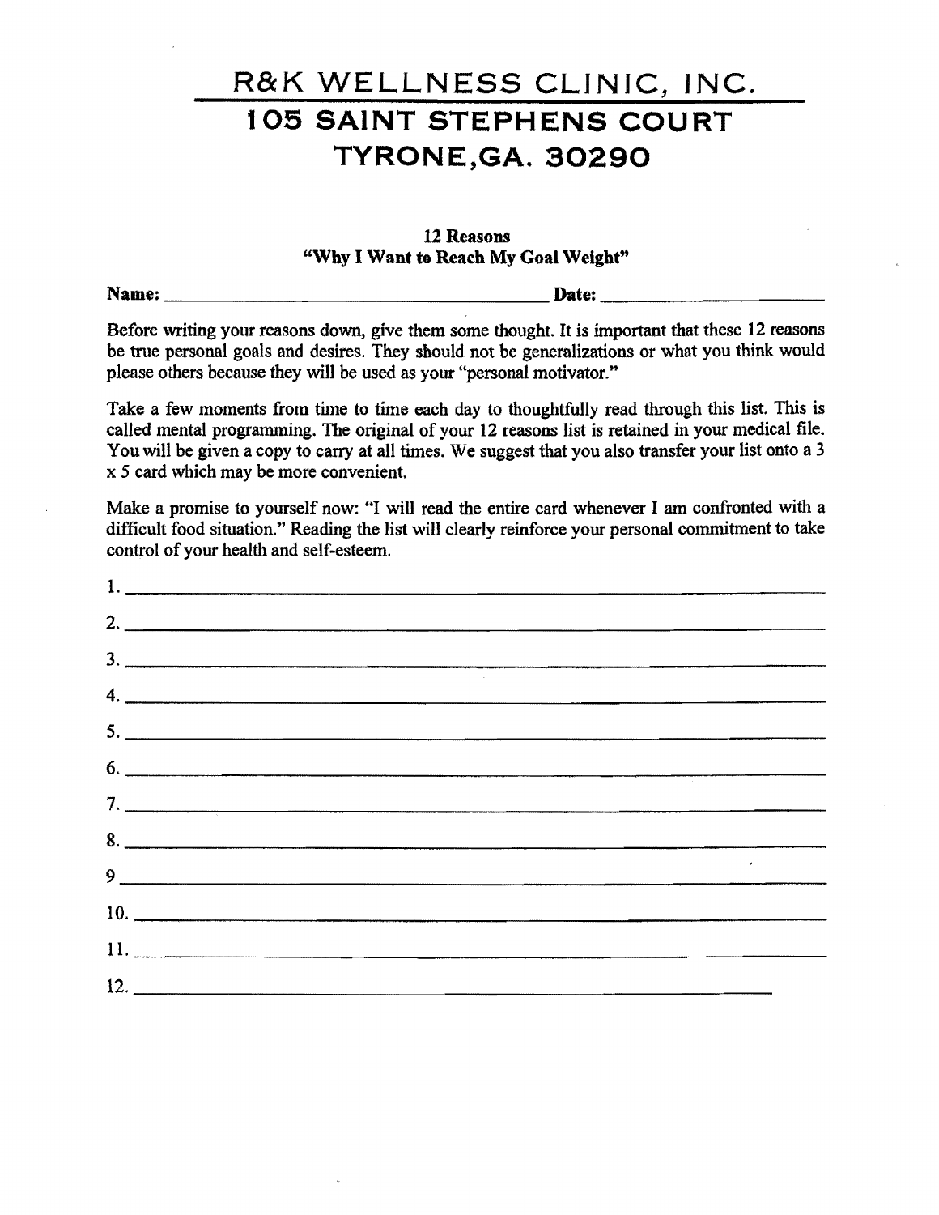# R&K WELLNESS CLINIC, INC.

## 105 SAINT STEPHENS COURT
## TYRONE,GA. 30290

**12 Reasons**
**"Why I Want to Reach My Goal Weight"**

**Name:** ________________________________ **Date:** ____________________

Before writing your reasons down, give them some thought. It is important that these 12 reasons be true personal goals and desires. They should not be generalizations or what you think would please others because they will be used as your "personal motivator."

Take a few moments from time to time each day to thoughtfully read through this list. This is called mental programming. The original of your 12 reasons list is retained in your medical file. You will be given a copy to carry at all times. We suggest that you also transfer your list onto a 3 x 5 card which may be more convenient.

Make a promise to yourself now: "I will read the entire card whenever I am confronted with a difficult food situation." Reading the list will clearly reinforce your personal commitment to take control of your health and self-esteem.

1. ________________________________________________

2. ________________________________________________

3. ________________________________________________

4. ________________________________________________

5. ________________________________________________

6. ________________________________________________

7. ________________________________________________

8. ________________________________________________

9 ________________________________________________

10. ________________________________________________

11. ________________________________________________

12. ________________________________________________